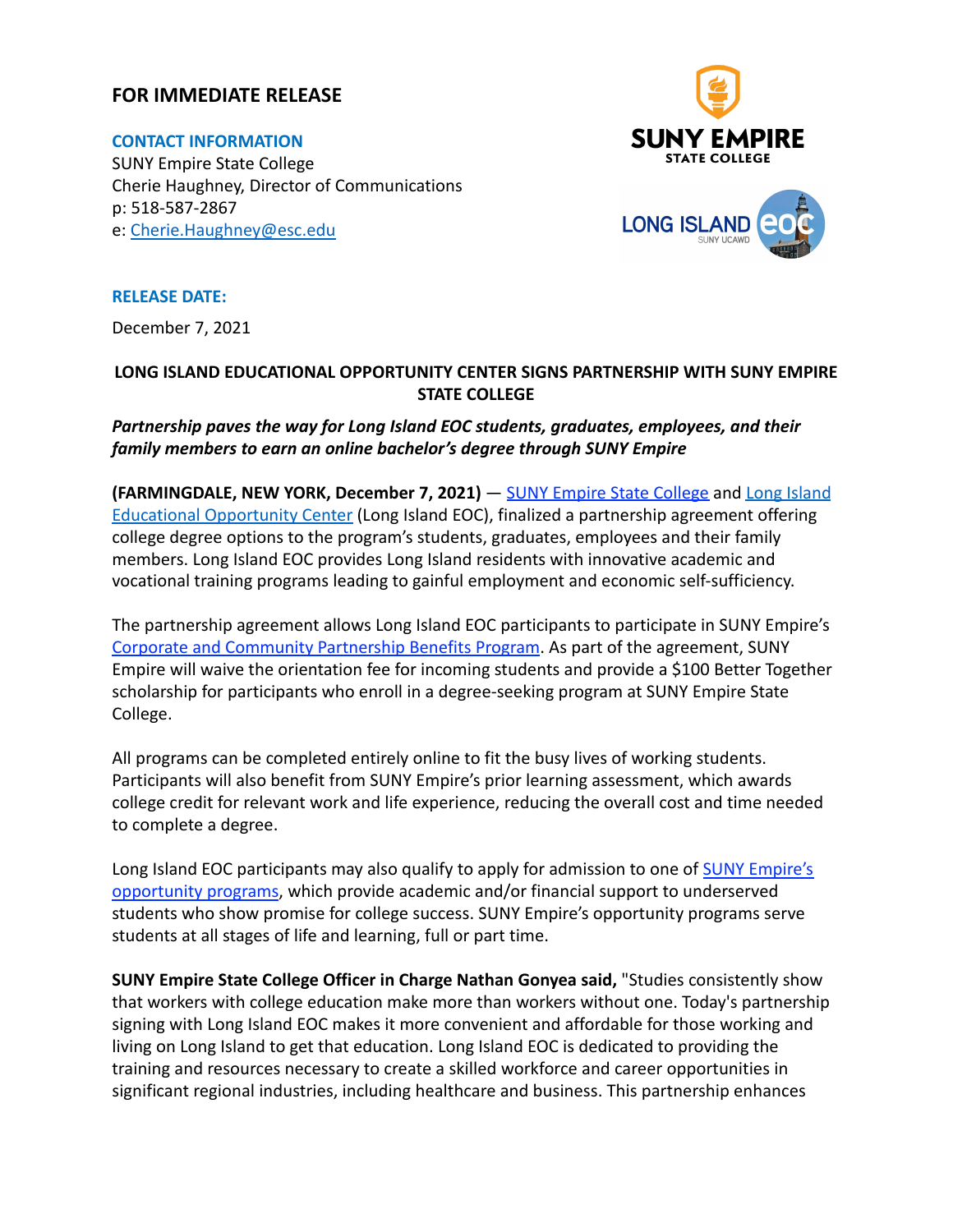**FOR IMMEDIATE RELEASE**

**CONTACT INFORMATION**
SUNY Empire State College
Cherie Haughney, Director of Communications
p: 518-587-2867
e: [Cherie.Haughney@esc.edu](mailto:Cherie.Haughney@esc.edu)

**RELEASE DATE:**

December 7, 2021

# LONG ISLAND EDUCATIONAL OPPORTUNITY CENTER SIGNS PARTNERSHIP WITH SUNY EMPIRE STATE COLLEGE

***Partnership paves the way for Long Island EOC students, graduates, employees, and their family members to earn an online bachelor's degree through SUNY Empire***

**(FARMINGDALE, NEW YORK, December 7, 2021)** — [SUNY Empire State College]() and [Long Island Educational Opportunity Center]() (Long Island EOC), finalized a partnership agreement offering college degree options to the program's students, graduates, employees and their family members. Long Island EOC provides Long Island residents with innovative academic and vocational training programs leading to gainful employment and economic self-sufficiency.

The partnership agreement allows Long Island EOC participants to participate in SUNY Empire's [Corporate and Community Partnership Benefits Program](). As part of the agreement, SUNY Empire will waive the orientation fee for incoming students and provide a $100 Better Together scholarship for participants who enroll in a degree-seeking program at SUNY Empire State College.

All programs can be completed entirely online to fit the busy lives of working students. Participants will also benefit from SUNY Empire's prior learning assessment, which awards college credit for relevant work and life experience, reducing the overall cost and time needed to complete a degree.

Long Island EOC participants may also qualify to apply for admission to one of [SUNY Empire's opportunity programs](), which provide academic and/or financial support to underserved students who show promise for college success. SUNY Empire's opportunity programs serve students at all stages of life and learning, full or part time.

**SUNY Empire State College Officer in Charge Nathan Gonyea said,** "Studies consistently show that workers with college education make more than workers without one. Today's partnership signing with Long Island EOC makes it more convenient and affordable for those working and living on Long Island to get that education. Long Island EOC is dedicated to providing the training and resources necessary to create a skilled workforce and career opportunities in significant regional industries, including healthcare and business. This partnership enhances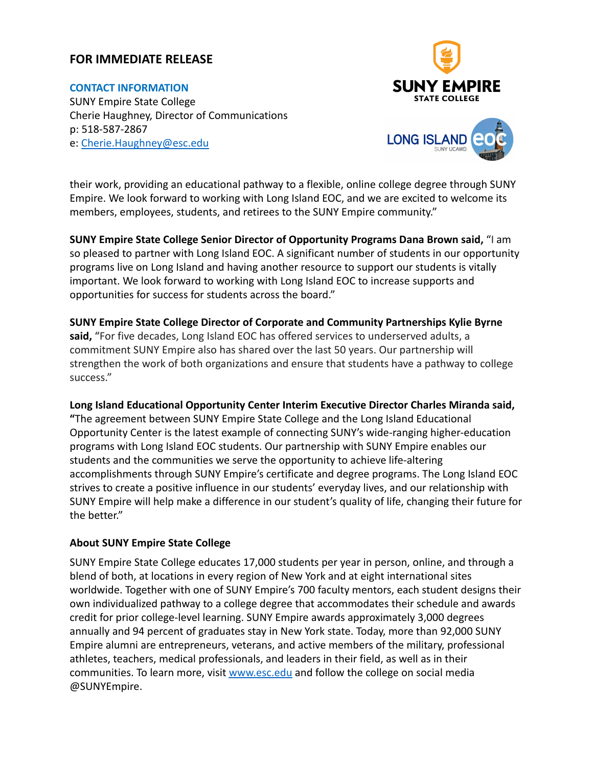**FOR IMMEDIATE RELEASE**

**CONTACT INFORMATION**
SUNY Empire State College
Cherie Haughney, Director of Communications
p: 518-587-2867
e: Cherie.Haughney@esc.edu

their work, providing an educational pathway to a flexible, online college degree through SUNY Empire. We look forward to working with Long Island EOC, and we are excited to welcome its members, employees, students, and retirees to the SUNY Empire community."

**SUNY Empire State College Senior Director of Opportunity Programs Dana Brown said,** "I am so pleased to partner with Long Island EOC. A significant number of students in our opportunity programs live on Long Island and having another resource to support our students is vitally important. We look forward to working with Long Island EOC to increase supports and opportunities for success for students across the board."

**SUNY Empire State College Director of Corporate and Community Partnerships Kylie Byrne said,** "For five decades, Long Island EOC has offered services to underserved adults, a commitment SUNY Empire also has shared over the last 50 years. Our partnership will strengthen the work of both organizations and ensure that students have a pathway to college success."

**Long Island Educational Opportunity Center Interim Executive Director Charles Miranda said, "**The agreement between SUNY Empire State College and the Long Island Educational Opportunity Center is the latest example of connecting SUNY's wide-ranging higher-education programs with Long Island EOC students. Our partnership with SUNY Empire enables our students and the communities we serve the opportunity to achieve life-altering accomplishments through SUNY Empire's certificate and degree programs. The Long Island EOC strives to create a positive influence in our students' everyday lives, and our relationship with SUNY Empire will help make a difference in our student's quality of life, changing their future for the better."

### About SUNY Empire State College

SUNY Empire State College educates 17,000 students per year in person, online, and through a blend of both, at locations in every region of New York and at eight international sites worldwide. Together with one of SUNY Empire's 700 faculty mentors, each student designs their own individualized pathway to a college degree that accommodates their schedule and awards credit for prior college-level learning. SUNY Empire awards approximately 3,000 degrees annually and 94 percent of graduates stay in New York state. Today, more than 92,000 SUNY Empire alumni are entrepreneurs, veterans, and active members of the military, professional athletes, teachers, medical professionals, and leaders in their field, as well as in their communities. To learn more, visit www.esc.edu and follow the college on social media @SUNYEmpire.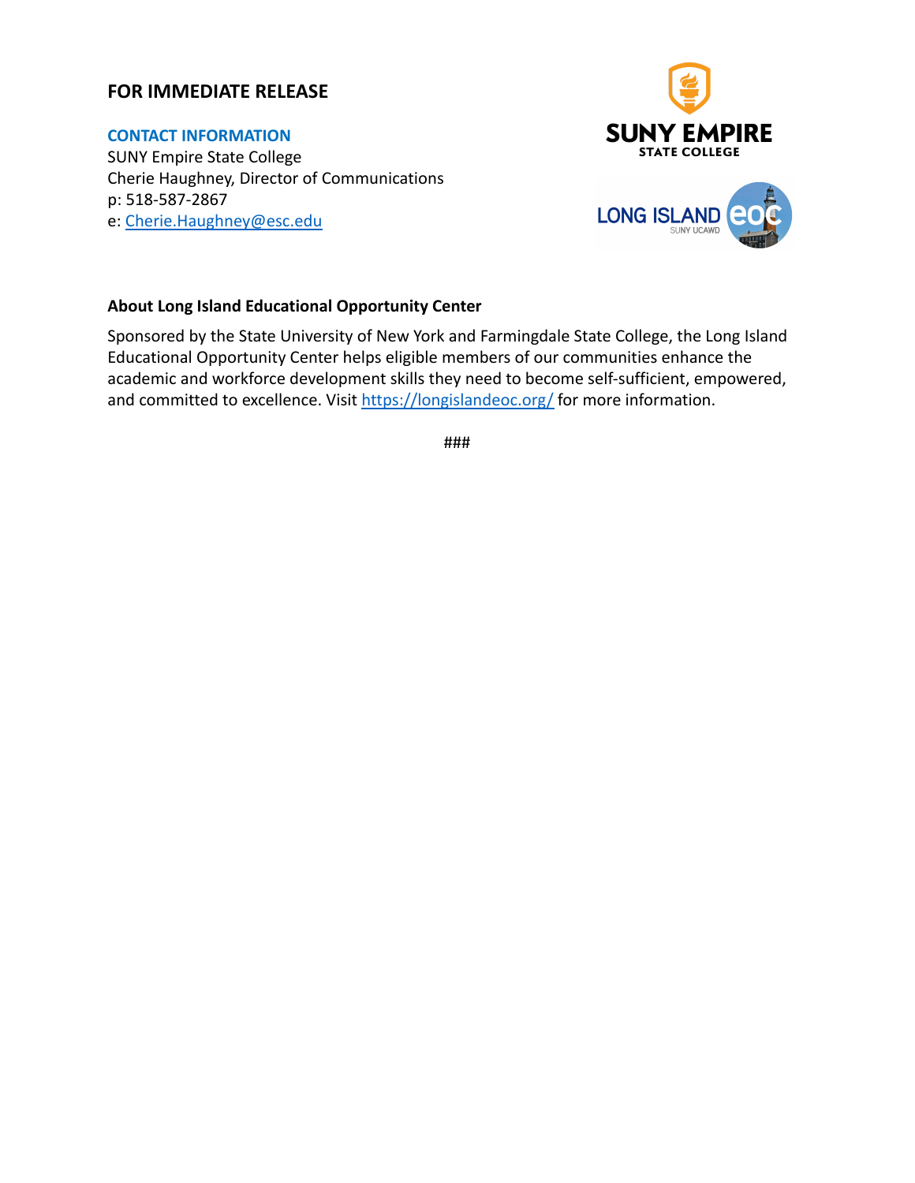**FOR IMMEDIATE RELEASE**

**CONTACT INFORMATION**
SUNY Empire State College
Cherie Haughney, Director of Communications
p: 518-587-2867
e: Cherie.Haughney@esc.edu

**About Long Island Educational Opportunity Center**

Sponsored by the State University of New York and Farmingdale State College, the Long Island Educational Opportunity Center helps eligible members of our communities enhance the academic and workforce development skills they need to become self-sufficient, empowered, and committed to excellence. Visit https://longislandeoc.org/ for more information.

###